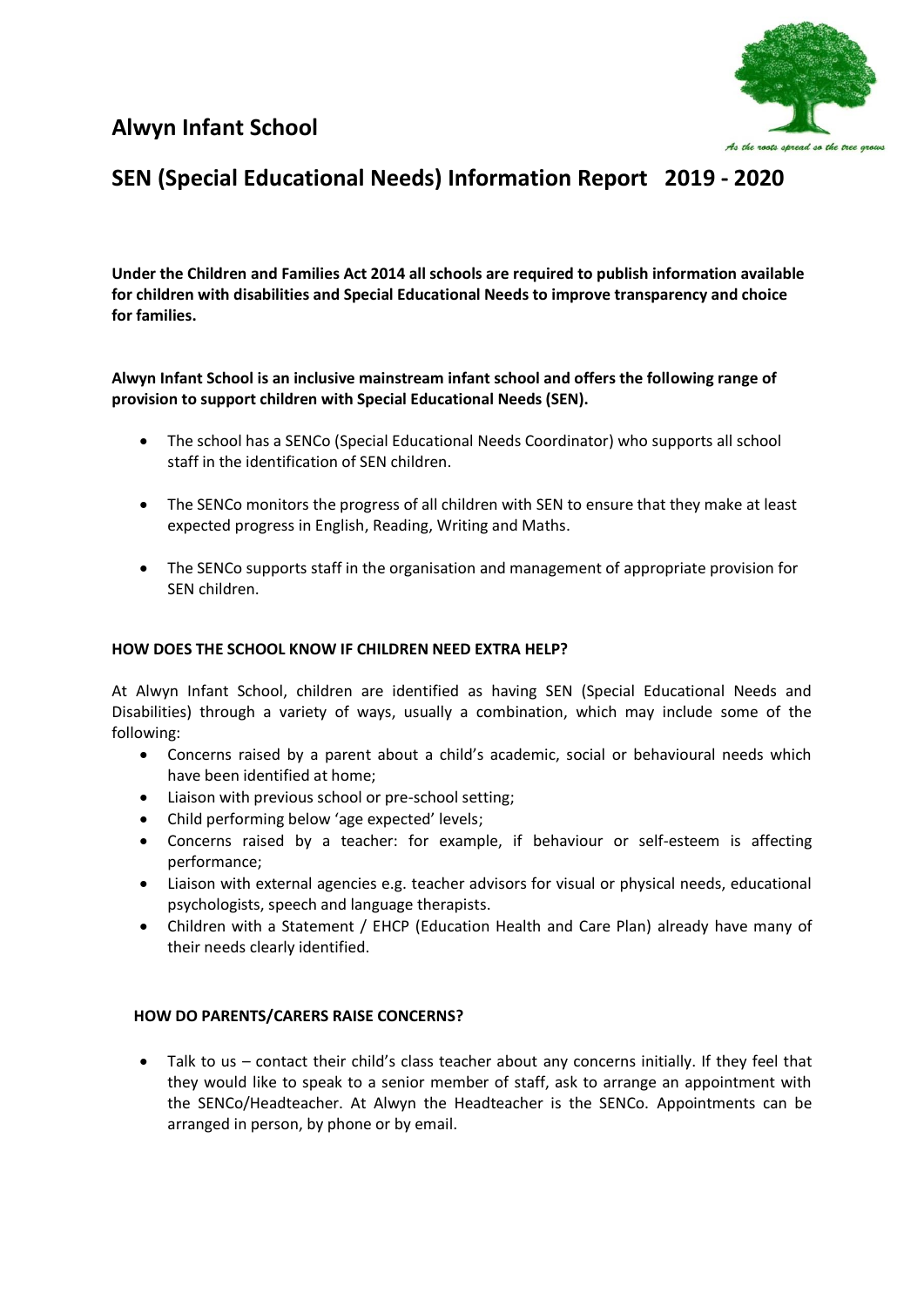# Alwyn Infant School

*As the roots spread so the tree grows*

## SEN (Special Educational Needs) Information Report 2019 - 2020

**Under the Children and Families Act 2014 all schools are required to publish information available for children with disabilities and Special Educational Needs to improve transparency and choice for families.**

**Alwyn Infant School is an inclusive mainstream infant school and offers the following range of provision to support children with Special Educational Needs (SEN).**

- The school has a SENCo (Special Educational Needs Coordinator) who supports all school staff in the identification of SEN children.
- The SENCo monitors the progress of all children with SEN to ensure that they make at least expected progress in English, Reading, Writing and Maths.
- The SENCo supports staff in the organisation and management of appropriate provision for SEN children.

### HOW DOES THE SCHOOL KNOW IF CHILDREN NEED EXTRA HELP?

At Alwyn Infant School, children are identified as having SEN (Special Educational Needs and Disabilities) through a variety of ways, usually a combination, which may include some of the following:

- Concerns raised by a parent about a child's academic, social or behavioural needs which have been identified at home;
- Liaison with previous school or pre-school setting;
- Child performing below 'age expected' levels;
- Concerns raised by a teacher: for example, if behaviour or self-esteem is affecting performance;
- Liaison with external agencies e.g. teacher advisors for visual or physical needs, educational psychologists, speech and language therapists.
- Children with a Statement / EHCP (Education Health and Care Plan) already have many of their needs clearly identified.

### HOW DO PARENTS/CARERS RAISE CONCERNS?

- Talk to us – contact their child's class teacher about any concerns initially. If they feel that they would like to speak to a senior member of staff, ask to arrange an appointment with the SENCo/Headteacher. At Alwyn the Headteacher is the SENCo. Appointments can be arranged in person, by phone or by email.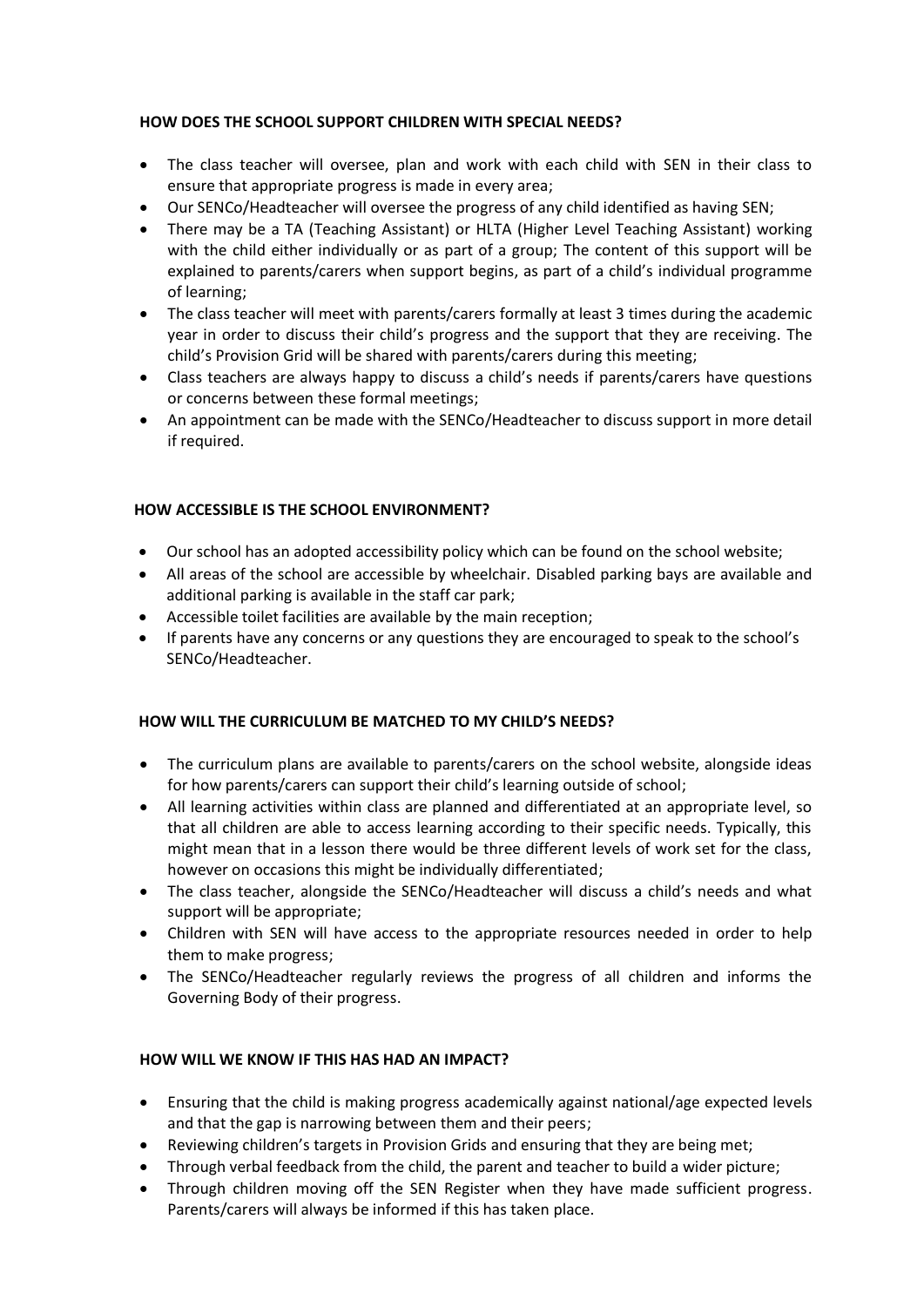## HOW DOES THE SCHOOL SUPPORT CHILDREN WITH SPECIAL NEEDS?

- The class teacher will oversee, plan and work with each child with SEN in their class to ensure that appropriate progress is made in every area;
- Our SENCo/Headteacher will oversee the progress of any child identified as having SEN;
- There may be a TA (Teaching Assistant) or HLTA (Higher Level Teaching Assistant) working with the child either individually or as part of a group; The content of this support will be explained to parents/carers when support begins, as part of a child's individual programme of learning;
- The class teacher will meet with parents/carers formally at least 3 times during the academic year in order to discuss their child's progress and the support that they are receiving. The child's Provision Grid will be shared with parents/carers during this meeting;
- Class teachers are always happy to discuss a child's needs if parents/carers have questions or concerns between these formal meetings;
- An appointment can be made with the SENCo/Headteacher to discuss support in more detail if required.

## HOW ACCESSIBLE IS THE SCHOOL ENVIRONMENT?

- Our school has an adopted accessibility policy which can be found on the school website;
- All areas of the school are accessible by wheelchair. Disabled parking bays are available and additional parking is available in the staff car park;
- Accessible toilet facilities are available by the main reception;
- If parents have any concerns or any questions they are encouraged to speak to the school's SENCo/Headteacher.

## HOW WILL THE CURRICULUM BE MATCHED TO MY CHILD'S NEEDS?

- The curriculum plans are available to parents/carers on the school website, alongside ideas for how parents/carers can support their child's learning outside of school;
- All learning activities within class are planned and differentiated at an appropriate level, so that all children are able to access learning according to their specific needs. Typically, this might mean that in a lesson there would be three different levels of work set for the class, however on occasions this might be individually differentiated;
- The class teacher, alongside the SENCo/Headteacher will discuss a child's needs and what support will be appropriate;
- Children with SEN will have access to the appropriate resources needed in order to help them to make progress;
- The SENCo/Headteacher regularly reviews the progress of all children and informs the Governing Body of their progress.

## HOW WILL WE KNOW IF THIS HAS HAD AN IMPACT?

- Ensuring that the child is making progress academically against national/age expected levels and that the gap is narrowing between them and their peers;
- Reviewing children's targets in Provision Grids and ensuring that they are being met;
- Through verbal feedback from the child, the parent and teacher to build a wider picture;
- Through children moving off the SEN Register when they have made sufficient progress. Parents/carers will always be informed if this has taken place.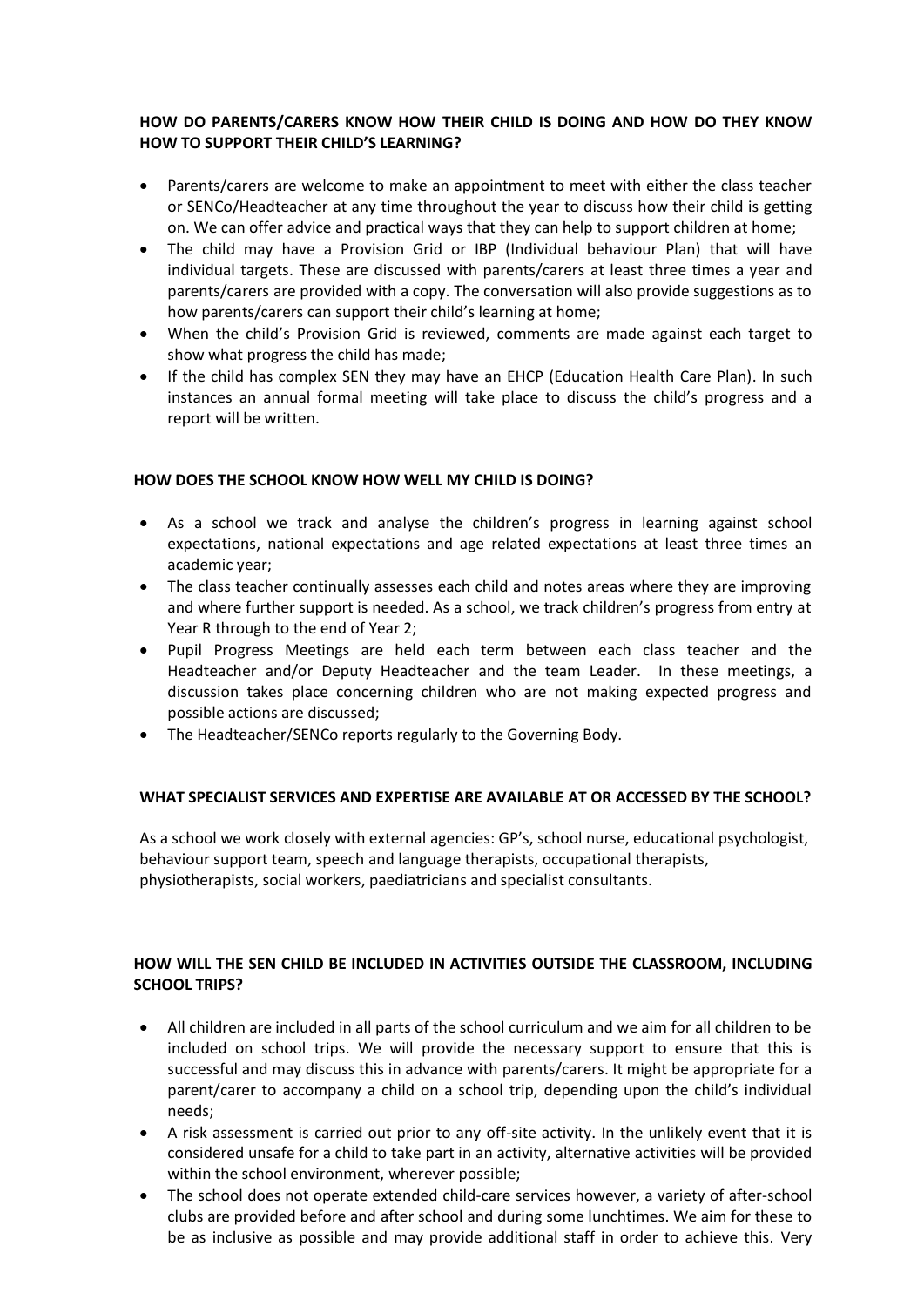## HOW DO PARENTS/CARERS KNOW HOW THEIR CHILD IS DOING AND HOW DO THEY KNOW HOW TO SUPPORT THEIR CHILD'S LEARNING?

- Parents/carers are welcome to make an appointment to meet with either the class teacher or SENCo/Headteacher at any time throughout the year to discuss how their child is getting on. We can offer advice and practical ways that they can help to support children at home;
- The child may have a Provision Grid or IBP (Individual behaviour Plan) that will have individual targets. These are discussed with parents/carers at least three times a year and parents/carers are provided with a copy. The conversation will also provide suggestions as to how parents/carers can support their child's learning at home;
- When the child's Provision Grid is reviewed, comments are made against each target to show what progress the child has made;
- If the child has complex SEN they may have an EHCP (Education Health Care Plan). In such instances an annual formal meeting will take place to discuss the child's progress and a report will be written.

## HOW DOES THE SCHOOL KNOW HOW WELL MY CHILD IS DOING?

- As a school we track and analyse the children's progress in learning against school expectations, national expectations and age related expectations at least three times an academic year;
- The class teacher continually assesses each child and notes areas where they are improving and where further support is needed. As a school, we track children's progress from entry at Year R through to the end of Year 2;
- Pupil Progress Meetings are held each term between each class teacher and the Headteacher and/or Deputy Headteacher and the team Leader. In these meetings, a discussion takes place concerning children who are not making expected progress and possible actions are discussed;
- The Headteacher/SENCo reports regularly to the Governing Body.

## WHAT SPECIALIST SERVICES AND EXPERTISE ARE AVAILABLE AT OR ACCESSED BY THE SCHOOL?

As a school we work closely with external agencies: GP's, school nurse, educational psychologist, behaviour support team, speech and language therapists, occupational therapists, physiotherapists, social workers, paediatricians and specialist consultants.

## HOW WILL THE SEN CHILD BE INCLUDED IN ACTIVITIES OUTSIDE THE CLASSROOM, INCLUDING SCHOOL TRIPS?

- All children are included in all parts of the school curriculum and we aim for all children to be included on school trips. We will provide the necessary support to ensure that this is successful and may discuss this in advance with parents/carers. It might be appropriate for a parent/carer to accompany a child on a school trip, depending upon the child's individual needs;
- A risk assessment is carried out prior to any off-site activity. In the unlikely event that it is considered unsafe for a child to take part in an activity, alternative activities will be provided within the school environment, wherever possible;
- The school does not operate extended child-care services however, a variety of after-school clubs are provided before and after school and during some lunchtimes. We aim for these to be as inclusive as possible and may provide additional staff in order to achieve this. Very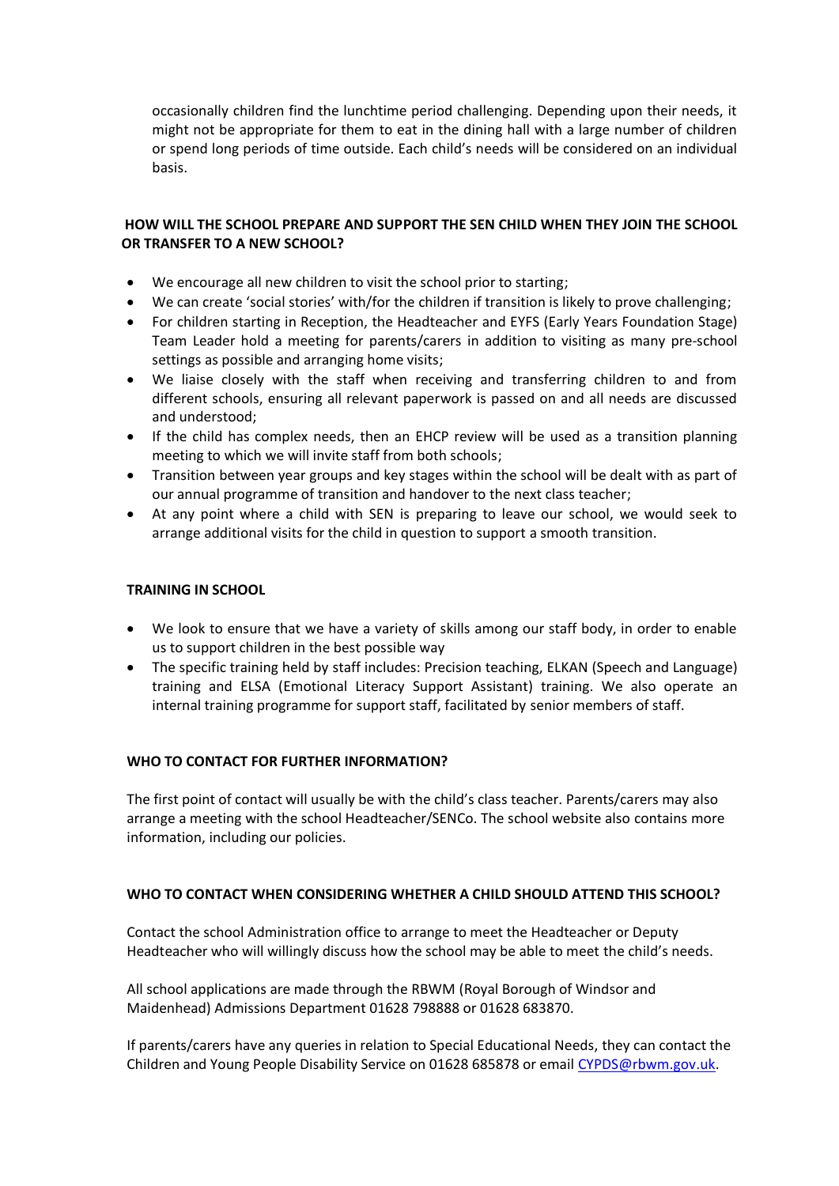occasionally children find the lunchtime period challenging. Depending upon their needs, it might not be appropriate for them to eat in the dining hall with a large number of children or spend long periods of time outside. Each child's needs will be considered on an individual basis.

## HOW WILL THE SCHOOL PREPARE AND SUPPORT THE SEN CHILD WHEN THEY JOIN THE SCHOOL OR TRANSFER TO A NEW SCHOOL?

- We encourage all new children to visit the school prior to starting;
- We can create 'social stories' with/for the children if transition is likely to prove challenging;
- For children starting in Reception, the Headteacher and EYFS (Early Years Foundation Stage) Team Leader hold a meeting for parents/carers in addition to visiting as many pre-school settings as possible and arranging home visits;
- We liaise closely with the staff when receiving and transferring children to and from different schools, ensuring all relevant paperwork is passed on and all needs are discussed and understood;
- If the child has complex needs, then an EHCP review will be used as a transition planning meeting to which we will invite staff from both schools;
- Transition between year groups and key stages within the school will be dealt with as part of our annual programme of transition and handover to the next class teacher;
- At any point where a child with SEN is preparing to leave our school, we would seek to arrange additional visits for the child in question to support a smooth transition.

## TRAINING IN SCHOOL

- We look to ensure that we have a variety of skills among our staff body, in order to enable us to support children in the best possible way
- The specific training held by staff includes: Precision teaching, ELKAN (Speech and Language) training and ELSA (Emotional Literacy Support Assistant) training. We also operate an internal training programme for support staff, facilitated by senior members of staff.

## WHO TO CONTACT FOR FURTHER INFORMATION?

The first point of contact will usually be with the child's class teacher. Parents/carers may also arrange a meeting with the school Headteacher/SENCo. The school website also contains more information, including our policies.

## WHO TO CONTACT WHEN CONSIDERING WHETHER A CHILD SHOULD ATTEND THIS SCHOOL?

Contact the school Administration office to arrange to meet the Headteacher or Deputy Headteacher who will willingly discuss how the school may be able to meet the child's needs.

All school applications are made through the RBWM (Royal Borough of Windsor and Maidenhead) Admissions Department 01628 798888 or 01628 683870.

If parents/carers have any queries in relation to Special Educational Needs, they can contact the Children and Young People Disability Service on 01628 685878 or email CYPDS@rbwm.gov.uk.